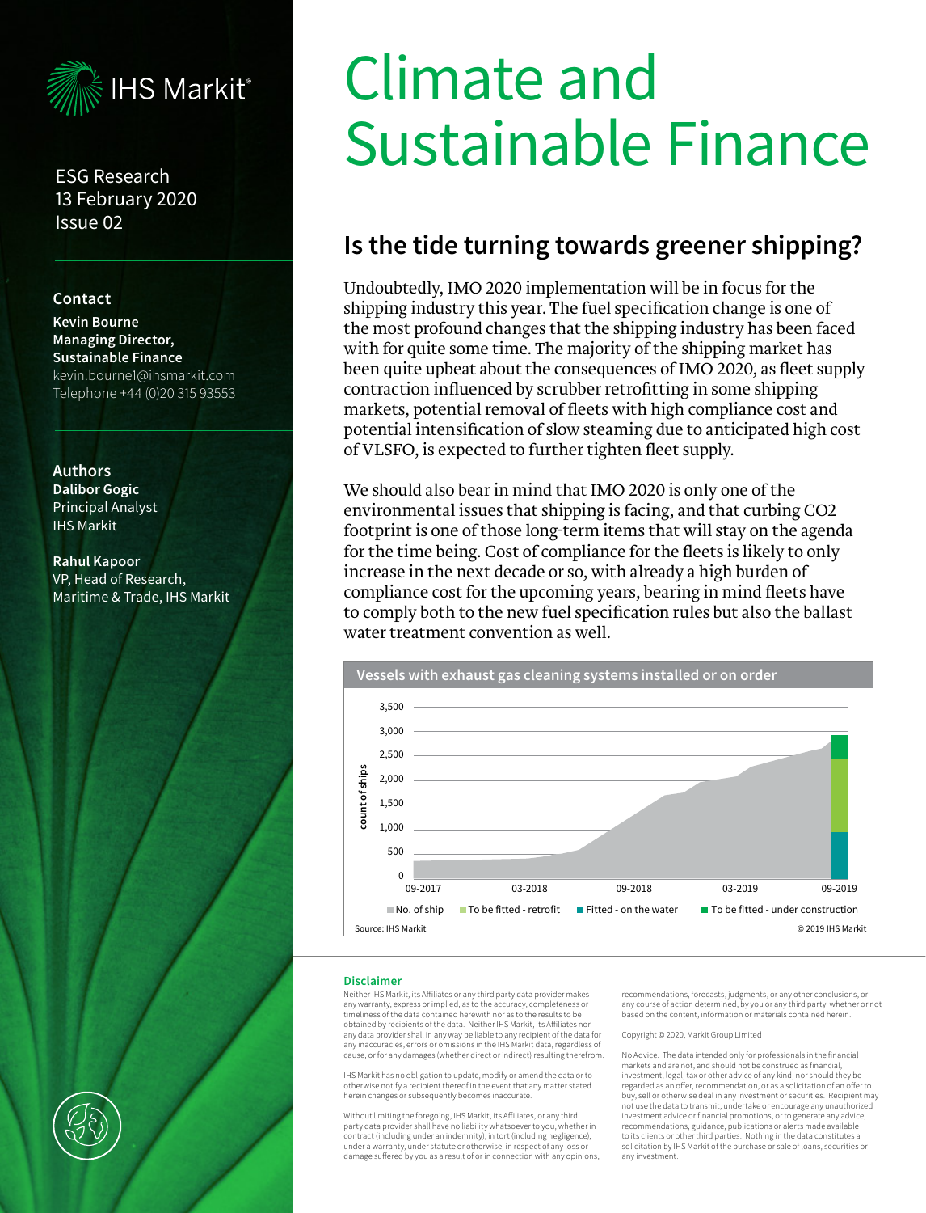IHS Markit

ESG Research
13 February 2020
Issue 02

**Contact**

**Kevin Bourne**
**Managing Director, Sustainable Finance**
kevin.bourne1@ihsmarkit.com
Telephone +44 (0)20 315 93553

**Authors**

**Dalibor Gogic**
Principal Analyst
IHS Markit

**Rahul Kapoor**
VP, Head of Research, Maritime & Trade, IHS Markit

# Climate and Sustainable Finance

## Is the tide turning towards greener shipping?

Undoubtedly, IMO 2020 implementation will be in focus for the shipping industry this year. The fuel specification change is one of the most profound changes that the shipping industry has been faced with for quite some time. The majority of the shipping market has been quite upbeat about the consequences of IMO 2020, as fleet supply contraction influenced by scrubber retrofitting in some shipping markets, potential removal of fleets with high compliance cost and potential intensification of slow steaming due to anticipated high cost of VLSFO, is expected to further tighten fleet supply.

We should also bear in mind that IMO 2020 is only one of the environmental issues that shipping is facing, and that curbing $CO_2$ footprint is one of those long-term items that will stay on the agenda for the time being. Cost of compliance for the fleets is likely to only increase in the next decade or so, with already a high burden of compliance cost for the upcoming years, bearing in mind fleets have to comply both to the new fuel specification rules but also the ballast water treatment convention as well.

**Vessels with exhaust gas cleaning systems installed or on order**

Y-axis: count of ships (0 to 3,500). X-axis: 09-2017, 03-2018, 09-2018, 03-2019, 09-2019.

Legend: No. of ship; To be fitted - retrofit; Fitted - on the water; To be fitted - under construction

Source: IHS Markit © 2019 IHS Markit

**Disclaimer**

Neither IHS Markit, its Affiliates or any third party data provider makes any warranty, express or implied, as to the accuracy, completeness or timeliness of the data contained herewith nor as to the results to be obtained by recipients of the data. Neither IHS Markit, its Affiliates nor any data provider shall in any way be liable to any recipient of the data for any inaccuracies, errors or omissions in the IHS Markit data, regardless of cause, or for any damages (whether direct or indirect) resulting therefrom.

IHS Markit has no obligation to update, modify or amend the data or to otherwise notify a recipient thereof in the event that any matter stated herein changes or subsequently becomes inaccurate.

Without limiting the foregoing, IHS Markit, its Affiliates, or any third party data provider shall have no liability whatsoever to you, whether in contract (including under an indemnity), in tort (including negligence), under a warranty, under statute or otherwise, in respect of any loss or damage suffered by you as a result of or in connection with any opinions, recommendations, forecasts, judgments, or any other conclusions, or any course of action determined, by you or any third party, whether or not based on the content, information or materials contained herein.

Copyright © 2020, Markit Group Limited

No Advice. The data intended only for professionals in the financial markets and are not, and should not be construed as financial, investment, legal, tax or other advice of any kind, nor should they be regarded as an offer, recommendation, or as a solicitation of an offer to buy, sell or otherwise deal in any investment or securities. Recipient may not use the data to transmit, undertake or encourage any unauthorized investment advice or financial promotions, or to generate any advice, recommendations, guidance, publications or alerts made available to its clients or other third parties. Nothing in the data constitutes a solicitation by IHS Markit of the purchase or sale of loans, securities or any investment.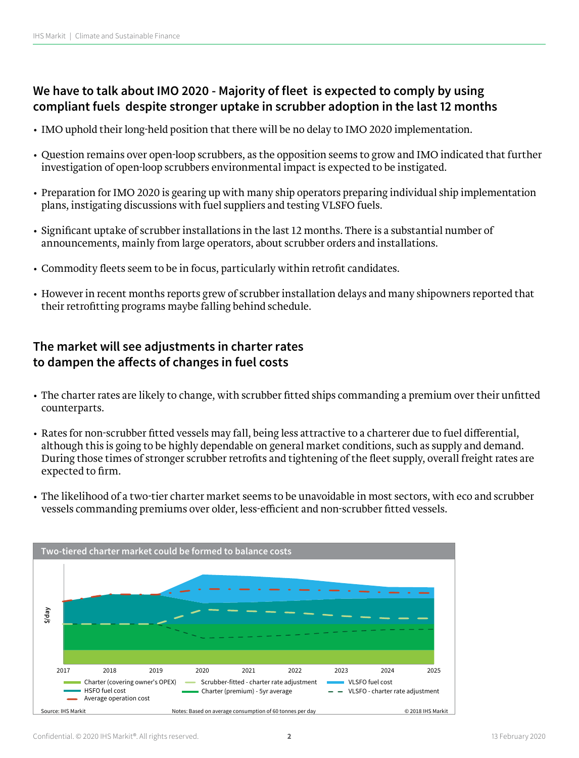## We have to talk about IMO 2020 - Majority of fleet is expected to comply by using compliant fuels despite stronger uptake in scrubber adoption in the last 12 months

- IMO uphold their long-held position that there will be no delay to IMO 2020 implementation.
- Question remains over open-loop scrubbers, as the opposition seems to grow and IMO indicated that further investigation of open-loop scrubbers environmental impact is expected to be instigated.
- Preparation for IMO 2020 is gearing up with many ship operators preparing individual ship implementation plans, instigating discussions with fuel suppliers and testing VLSFO fuels.
- Significant uptake of scrubber installations in the last 12 months. There is a substantial number of announcements, mainly from large operators, about scrubber orders and installations.
- Commodity fleets seem to be in focus, particularly within retrofit candidates.
- However in recent months reports grew of scrubber installation delays and many shipowners reported that their retrofitting programs maybe falling behind schedule.

## The market will see adjustments in charter rates to dampen the affects of changes in fuel costs

- The charter rates are likely to change, with scrubber fitted ships commanding a premium over their unfitted counterparts.
- Rates for non-scrubber fitted vessels may fall, being less attractive to a charterer due to fuel differential, although this is going to be highly dependable on general market conditions, such as supply and demand. During those times of stronger scrubber retrofits and tightening of the fleet supply, overall freight rates are expected to firm.
- The likelihood of a two-tier charter market seems to be unavoidable in most sectors, with eco and scrubber vessels commanding premiums over older, less-efficient and non-scrubber fitted vessels.

**Two-tiered charter market could be formed to balance costs**

$/day

2017 2018 2019 2020 2021 2022 2023 2024 2025

Charter (covering owner's OPEX) | Scrubber-fitted - charter rate adjustment | VLSFO fuel cost | HSFO fuel cost | Charter (premium) - 5yr average | VLSFO - charter rate adjustment | Average operation cost

Source: IHS Markit Notes: Based on average consumption of 60 tonnes per day © 2018 IHS Markit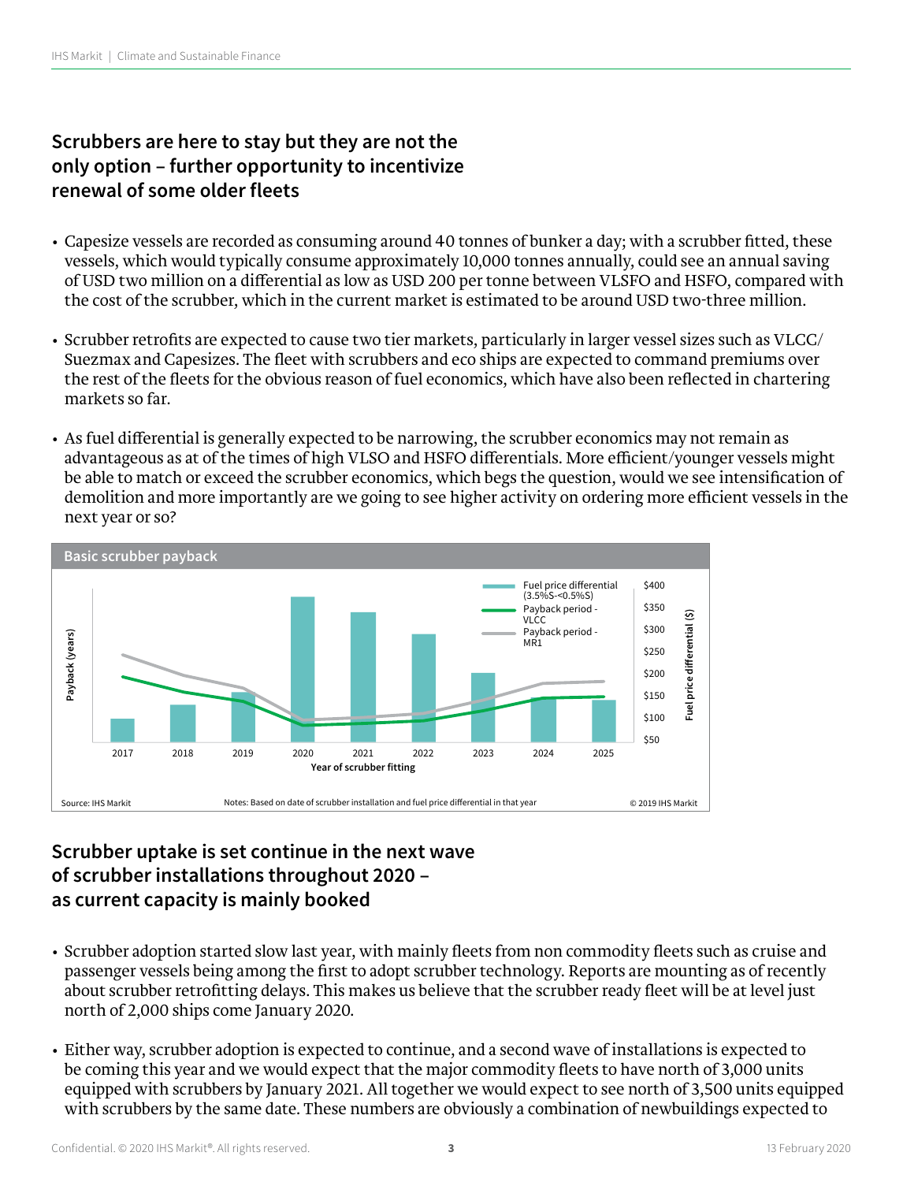## Scrubbers are here to stay but they are not the only option – further opportunity to incentivize renewal of some older fleets

- Capesize vessels are recorded as consuming around 40 tonnes of bunker a day; with a scrubber fitted, these vessels, which would typically consume approximately 10,000 tonnes annually, could see an annual saving of USD two million on a differential as low as USD 200 per tonne between VLSFO and HSFO, compared with the cost of the scrubber, which in the current market is estimated to be around USD two-three million.
- Scrubber retrofits are expected to cause two tier markets, particularly in larger vessel sizes such as VLCC/ Suezmax and Capesizes. The fleet with scrubbers and eco ships are expected to command premiums over the rest of the fleets for the obvious reason of fuel economics, which have also been reflected in chartering markets so far.
- As fuel differential is generally expected to be narrowing, the scrubber economics may not remain as advantageous as at of the times of high VLSO and HSFO differentials. More efficient/younger vessels might be able to match or exceed the scrubber economics, which begs the question, would we see intensification of demolition and more importantly are we going to see higher activity on ordering more efficient vessels in the next year or so?

**Basic scrubber payback**

Payback (years) vs. Year of scrubber fitting (2017–2025); Fuel price differential ($) axis: $50–$400

Legend: Fuel price differential (3.5%S-<0.5%S); Payback period - VLCC; Payback period - MR1

Source: IHS Markit | Notes: Based on date of scrubber installation and fuel price differential in that year | © 2019 IHS Markit

## Scrubber uptake is set continue in the next wave of scrubber installations throughout 2020 – as current capacity is mainly booked

- Scrubber adoption started slow last year, with mainly fleets from non commodity fleets such as cruise and passenger vessels being among the first to adopt scrubber technology. Reports are mounting as of recently about scrubber retrofitting delays. This makes us believe that the scrubber ready fleet will be at level just north of 2,000 ships come January 2020.
- Either way, scrubber adoption is expected to continue, and a second wave of installations is expected to be coming this year and we would expect that the major commodity fleets to have north of 3,000 units equipped with scrubbers by January 2021. All together we would expect to see north of 3,500 units equipped with scrubbers by the same date. These numbers are obviously a combination of newbuildings expected to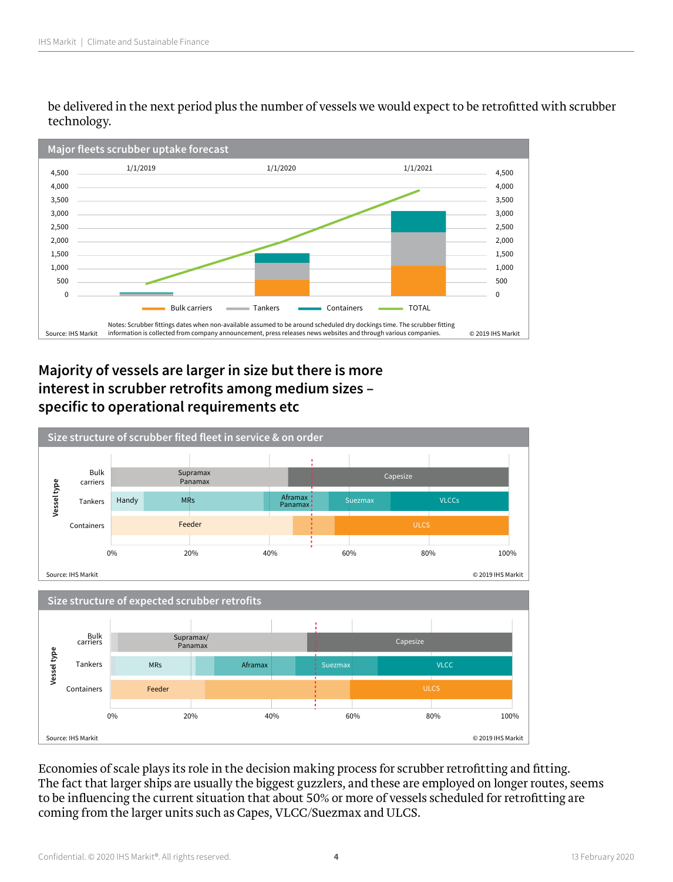be delivered in the next period plus the number of vessels we would expect to be retrofitted with scrubber technology.

**Major fleets scrubber uptake forecast**

Bulk carriers | Tankers | Containers | TOTAL

Source: IHS Markit

Notes: Scrubber fittings dates when non-available assumed to be around scheduled dry dockings time. The scrubber fitting information is collected from company announcement, press releases news websites and through various companies.

© 2019 IHS Markit

## Majority of vessels are larger in size but there is more interest in scrubber retrofits among medium sizes – specific to operational requirements etc

**Size structure of scrubber fited fleet in service & on order**

Source: IHS Markit

© 2019 IHS Markit

**Size structure of expected scrubber retrofits**

Source: IHS Markit

© 2019 IHS Markit

Economies of scale plays its role in the decision making process for scrubber retrofitting and fitting. The fact that larger ships are usually the biggest guzzlers, and these are employed on longer routes, seems to be influencing the current situation that about 50% or more of vessels scheduled for retrofitting are coming from the larger units such as Capes, VLCC/Suezmax and ULCS.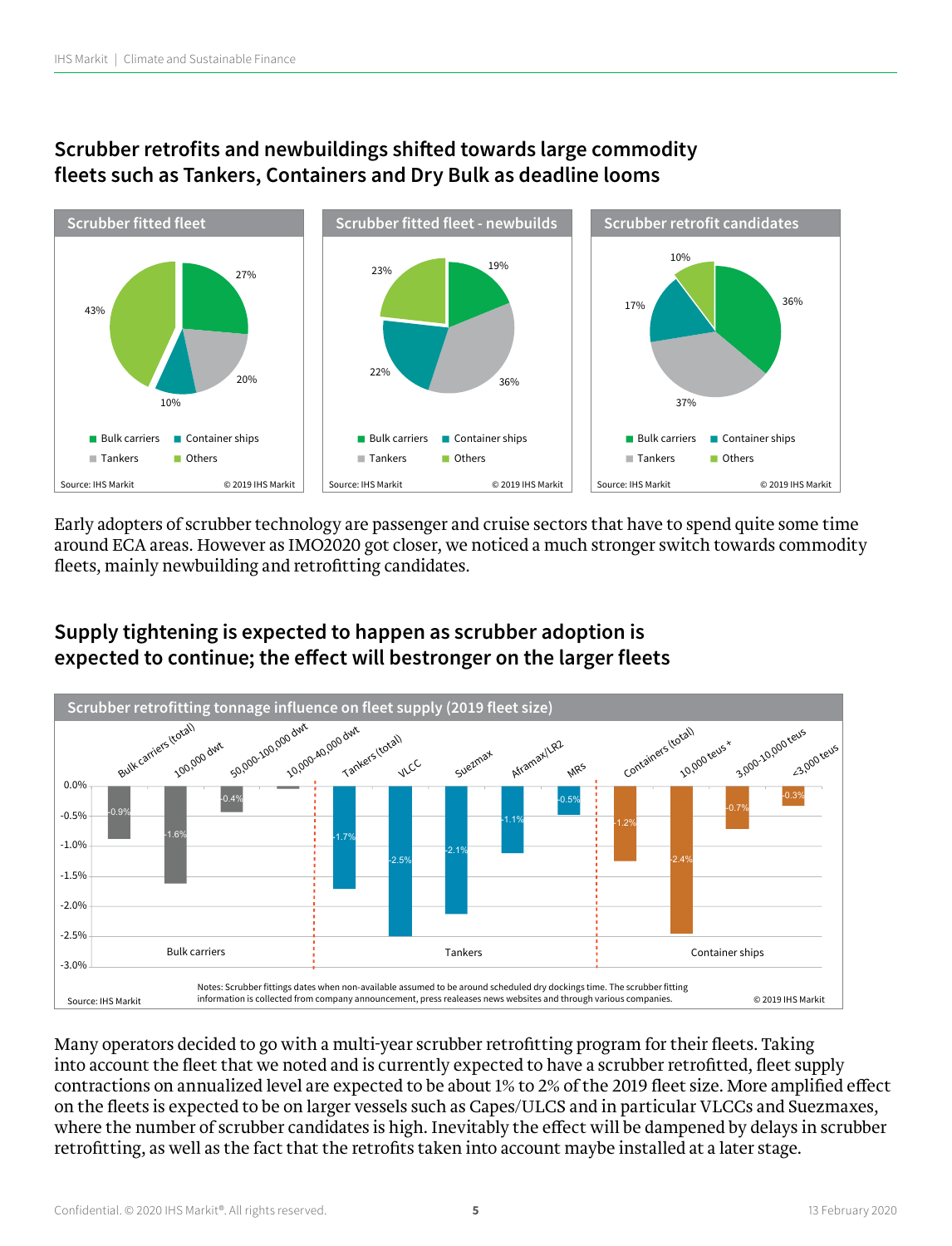## Scrubber retrofits and newbuildings shifted towards large commodity fleets such as Tankers, Containers and Dry Bulk as deadline looms

**Scrubber fitted fleet**

| Segment | Share |
|---|---|
| Bulk carriers | 27% |
| Tankers | 20% |
| Container ships | 10% |
| Others | 43% |

Source: IHS Markit © 2019 IHS Markit

**Scrubber fitted fleet - newbuilds**

| Segment | Share |
|---|---|
| Bulk carriers | 19% |
| Tankers | 36% |
| Container ships | 22% |
| Others | 23% |

Source: IHS Markit © 2019 IHS Markit

**Scrubber retrofit candidates**

| Segment | Share |
|---|---|
| Bulk carriers | 36% |
| Tankers | 37% |
| Container ships | 17% |
| Others | 10% |

Source: IHS Markit © 2019 IHS Markit

Early adopters of scrubber technology are passenger and cruise sectors that have to spend quite some time around ECA areas. However as IMO2020 got closer, we noticed a much stronger switch towards commodity fleets, mainly newbuilding and retrofitting candidates.

## Supply tightening is expected to happen as scrubber adoption is expected to continue; the effect will bestronger on the larger fleets

**Scrubber retrofitting tonnage influence on fleet supply (2019 fleet size)**

| Group | Segment | Influence on fleet supply |
|---|---|---|
| Bulk carriers | Bulk carriers (total) | -0.9% |
| | 100,000 dwt | -1.6% |
| | 50,000-100,000 dwt | -0.4% |
| | 10,000-40,000 dwt | |
| Tankers | Tankers (total) | -1.7% |
| | VLCC | -2.5% |
| | Suezmax | -2.1% |
| | Aframax/LR2 | -1.1% |
| | MRs | -0.5% |
| Container ships | Containers (total) | -1.2% |
| | 10,000 teus + | -2.4% |
| | 3,000-10,000 teus | -0.7% |
| | <3,000 teus | -0.3% |

Notes: Scrubber fittings dates when non-available assumed to be around scheduled dry dockings time. The scrubber fitting information is collected from company announcement, press realeases news websites and through various companies.

Source: IHS Markit © 2019 IHS Markit

Many operators decided to go with a multi-year scrubber retrofitting program for their fleets. Taking into account the fleet that we noted and is currently expected to have a scrubber retrofitted, fleet supply contractions on annualized level are expected to be about 1% to 2% of the 2019 fleet size. More amplified effect on the fleets is expected to be on larger vessels such as Capes/ULCS and in particular VLCCs and Suezmaxes, where the number of scrubber candidates is high. Inevitably the effect will be dampened by delays in scrubber retrofitting, as well as the fact that the retrofits taken into account maybe installed at a later stage.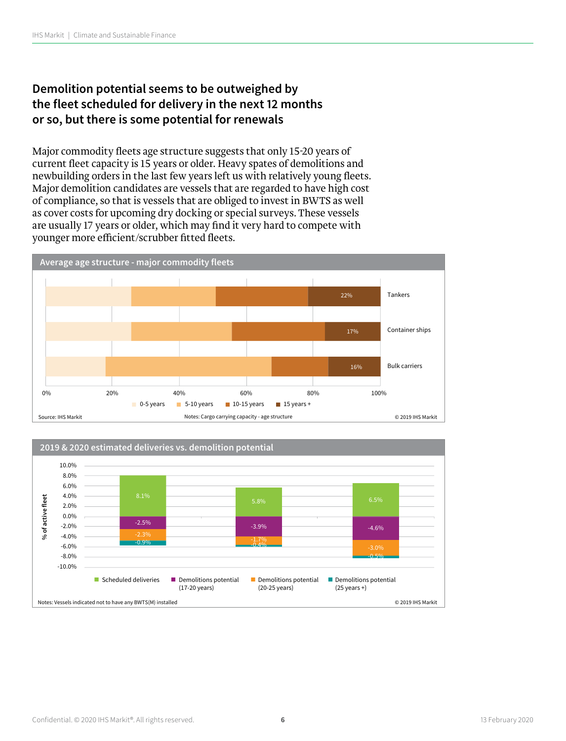## Demolition potential seems to be outweighed by the fleet scheduled for delivery in the next 12 months or so, but there is some potential for renewals

Major commodity fleets age structure suggests that only 15-20 years of current fleet capacity is 15 years or older. Heavy spates of demolitions and newbuilding orders in the last few years left us with relatively young fleets. Major demolition candidates are vessels that are regarded to have high cost of compliance, so that is vessels that are obliged to invest in BWTS as well as cover costs for upcoming dry docking or special surveys. These vessels are usually 17 years or older, which may find it very hard to compete with younger more efficient/scrubber fitted fleets.

**Average age structure - major commodity fleets**

| | 15 years + |
|---|---|
| Tankers | 22% |
| Container ships | 17% |
| Bulk carriers | 16% |

Legend: 0-5 years, 5-10 years, 10-15 years, 15 years +

Source: IHS Markit

Notes: Cargo carrying capacity - age structure

© 2019 IHS Markit

**2019 & 2020 estimated deliveries vs. demolition potential**

| % of active fleet | Scheduled deliveries | Demolitions potential (17-20 years) | Demolitions potential (20-25 years) | Demolitions potential (25 years +) |
|---|---|---|---|---|
| Group 1 | 8.1% | -2.5% | -2.3% | -0.9% |
| Group 2 | 5.8% | -3.9% | -1.7% | -0.4% |
| Group 3 | 6.5% | -4.6% | -3.0% | -0.5% |

Notes: Vessels indicated not to have any BWTS(M) installed

© 2019 IHS Markit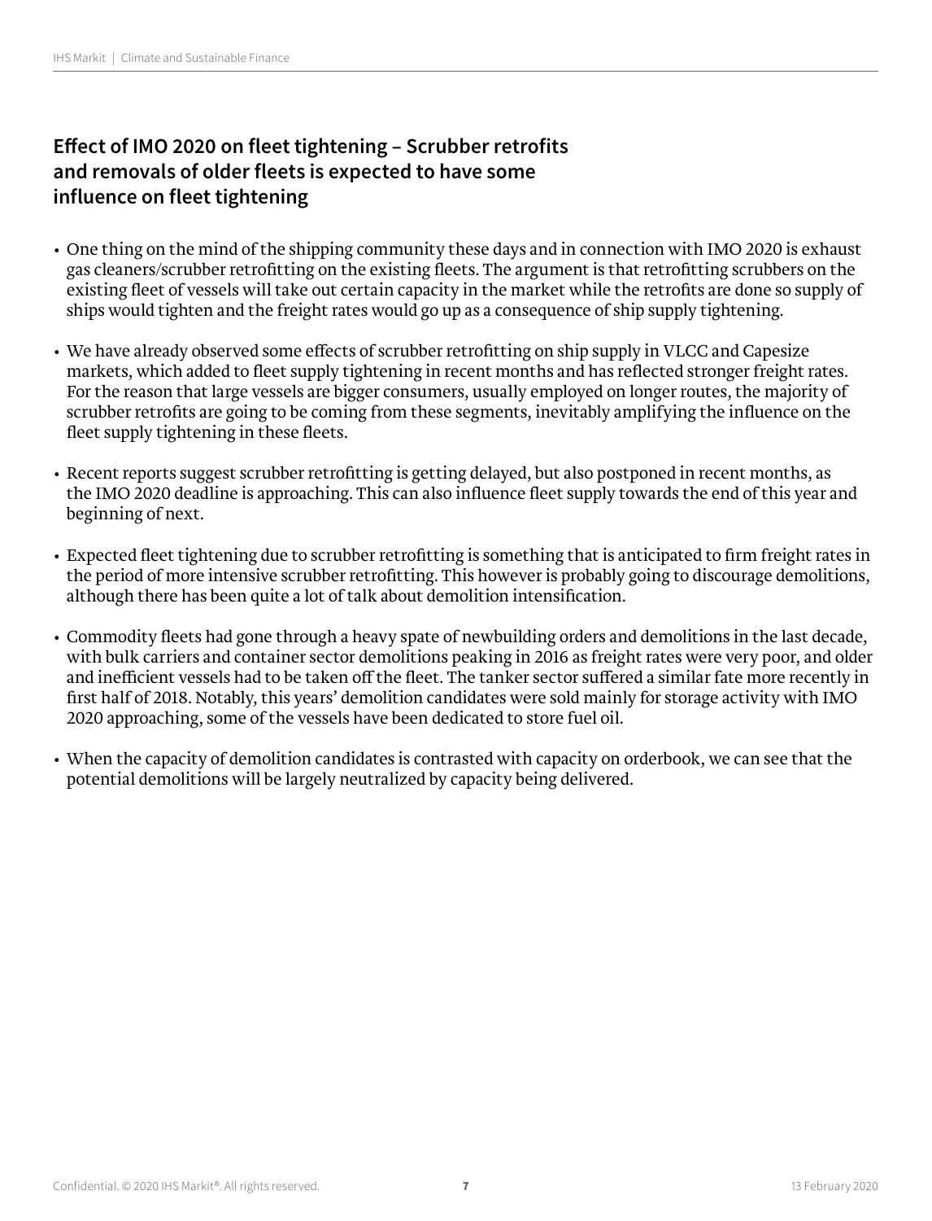## Effect of IMO 2020 on fleet tightening – Scrubber retrofits and removals of older fleets is expected to have some influence on fleet tightening

- One thing on the mind of the shipping community these days and in connection with IMO 2020 is exhaust gas cleaners/scrubber retrofitting on the existing fleets. The argument is that retrofitting scrubbers on the existing fleet of vessels will take out certain capacity in the market while the retrofits are done so supply of ships would tighten and the freight rates would go up as a consequence of ship supply tightening.

- We have already observed some effects of scrubber retrofitting on ship supply in VLCC and Capesize markets, which added to fleet supply tightening in recent months and has reflected stronger freight rates. For the reason that large vessels are bigger consumers, usually employed on longer routes, the majority of scrubber retrofits are going to be coming from these segments, inevitably amplifying the influence on the fleet supply tightening in these fleets.

- Recent reports suggest scrubber retrofitting is getting delayed, but also postponed in recent months, as the IMO 2020 deadline is approaching. This can also influence fleet supply towards the end of this year and beginning of next.

- Expected fleet tightening due to scrubber retrofitting is something that is anticipated to firm freight rates in the period of more intensive scrubber retrofitting. This however is probably going to discourage demolitions, although there has been quite a lot of talk about demolition intensification.

- Commodity fleets had gone through a heavy spate of newbuilding orders and demolitions in the last decade, with bulk carriers and container sector demolitions peaking in 2016 as freight rates were very poor, and older and inefficient vessels had to be taken off the fleet. The tanker sector suffered a similar fate more recently in first half of 2018. Notably, this years' demolition candidates were sold mainly for storage activity with IMO 2020 approaching, some of the vessels have been dedicated to store fuel oil.

- When the capacity of demolition candidates is contrasted with capacity on orderbook, we can see that the potential demolitions will be largely neutralized by capacity being delivered.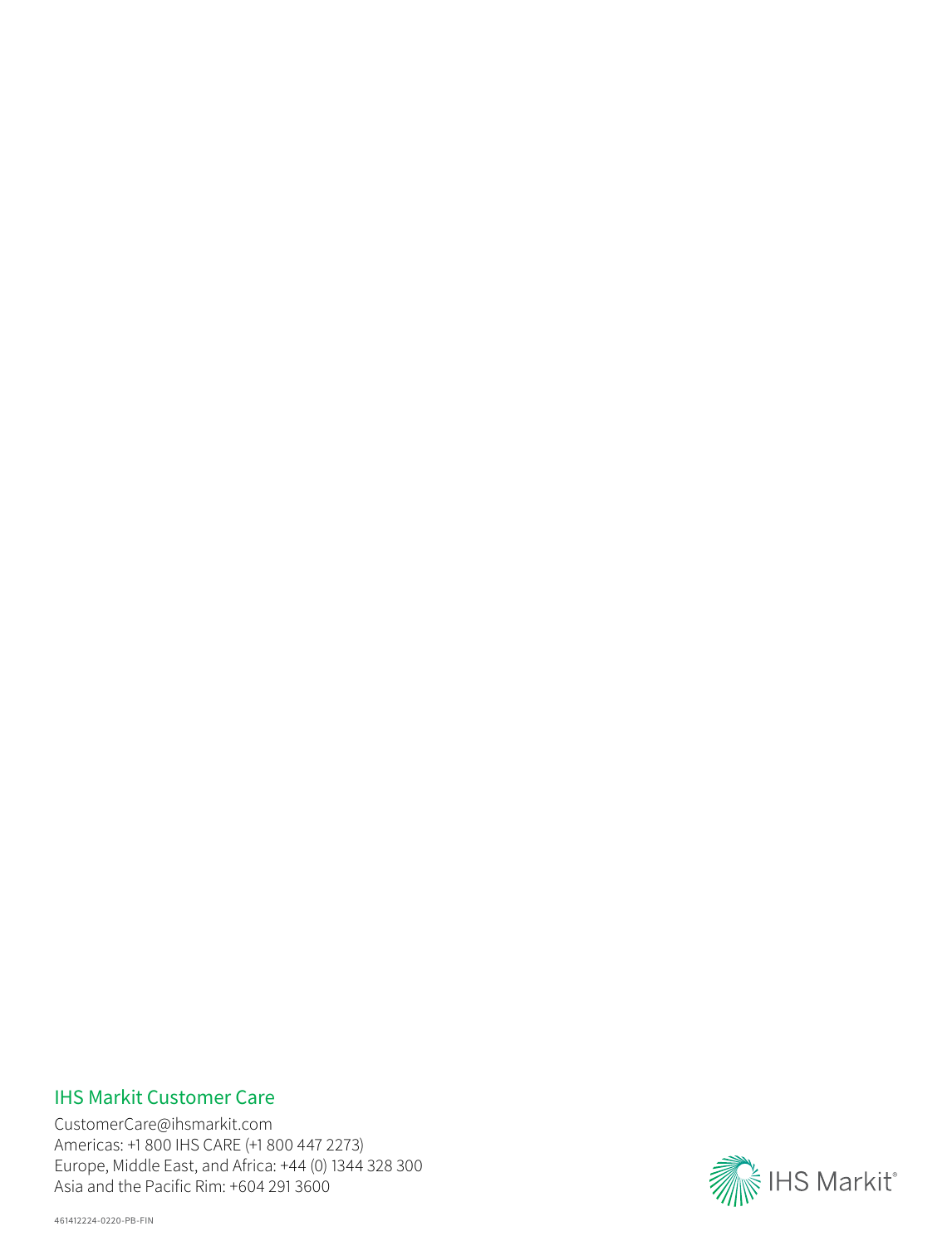## IHS Markit Customer Care

CustomerCare@ihsmarkit.com
Americas: +1 800 IHS CARE (+1 800 447 2273)
Europe, Middle East, and Africa: +44 (0) 1344 328 300
Asia and the Pacific Rim: +604 291 3600

IHS Markit®

461412224-0220-PB-FIN